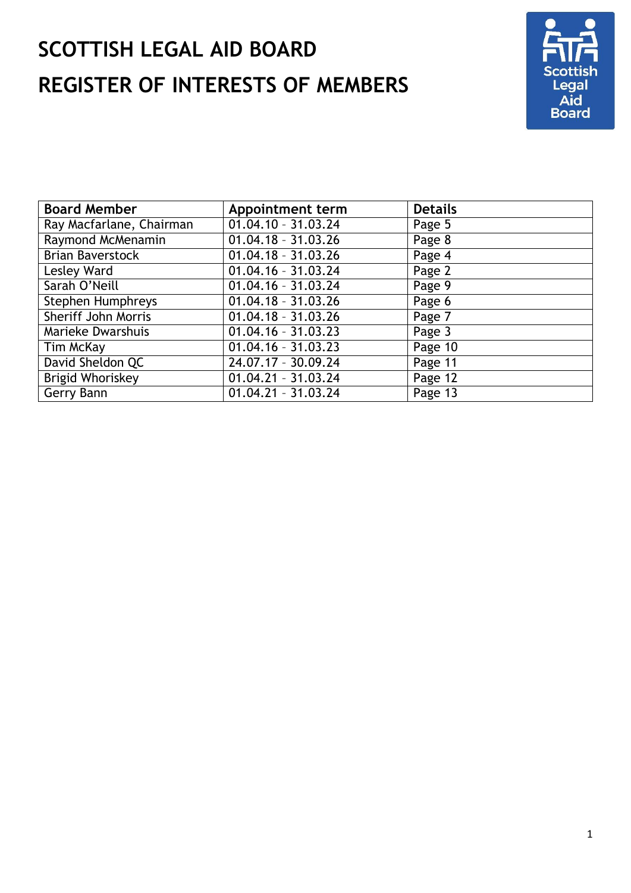# SCOTTISH LEGAL AID BOARD

# REGISTER OF INTERESTS OF MEMBERS

| Board Member | Appointment term | Details |
| --- | --- | --- |
| Ray Macfarlane, Chairman | 01.04.10 - 31.03.24 | Page 5 |
| Raymond McMenamin | 01.04.18 - 31.03.26 | Page 8 |
| Brian Baverstock | 01.04.18 - 31.03.26 | Page 4 |
| Lesley Ward | 01.04.16 - 31.03.24 | Page 2 |
| Sarah O'Neill | 01.04.16 - 31.03.24 | Page 9 |
| Stephen Humphreys | 01.04.18 - 31.03.26 | Page 6 |
| Sheriff John Morris | 01.04.18 - 31.03.26 | Page 7 |
| Marieke Dwarshuis | 01.04.16 - 31.03.23 | Page 3 |
| Tim McKay | 01.04.16 - 31.03.23 | Page 10 |
| David Sheldon QC | 24.07.17 - 30.09.24 | Page 11 |
| Brigid Whoriskey | 01.04.21 - 31.03.24 | Page 12 |
| Gerry Bann | 01.04.21 - 31.03.24 | Page 13 |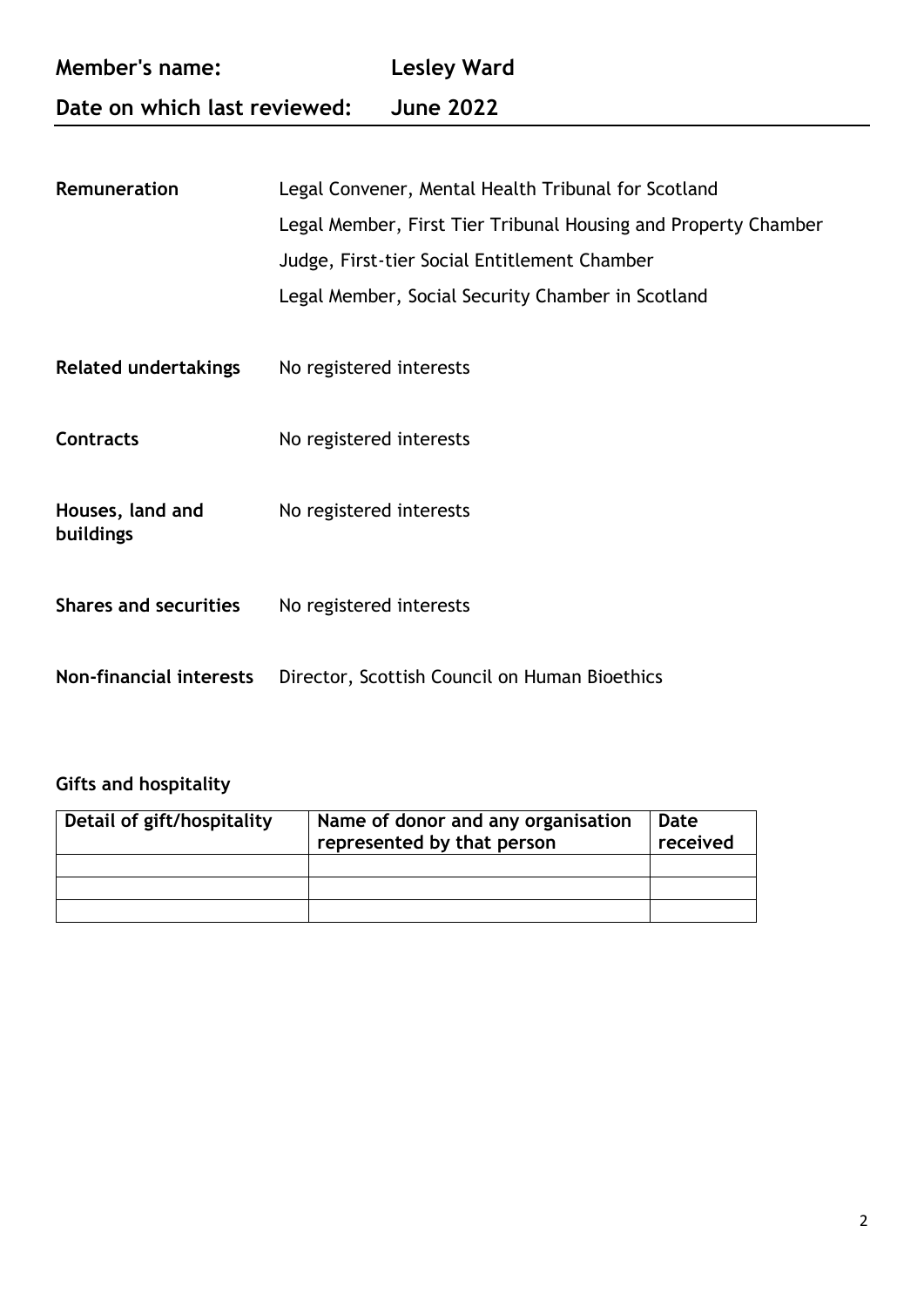**Member's name:** **Lesley Ward**

**Date on which last reviewed:** **June 2022**

---

| | |
|---|---|
| **Remuneration** | Legal Convener, Mental Health Tribunal for Scotland<br>Legal Member, First Tier Tribunal Housing and Property Chamber<br>Judge, First-tier Social Entitlement Chamber<br>Legal Member, Social Security Chamber in Scotland |
| **Related undertakings** | No registered interests |
| **Contracts** | No registered interests |
| **Houses, land and buildings** | No registered interests |
| **Shares and securities** | No registered interests |
| **Non-financial interests** | Director, Scottish Council on Human Bioethics |

**Gifts and hospitality**

| Detail of gift/hospitality | Name of donor and any organisation represented by that person | Date received |
|---|---|---|
| | | |
| | | |
| | | |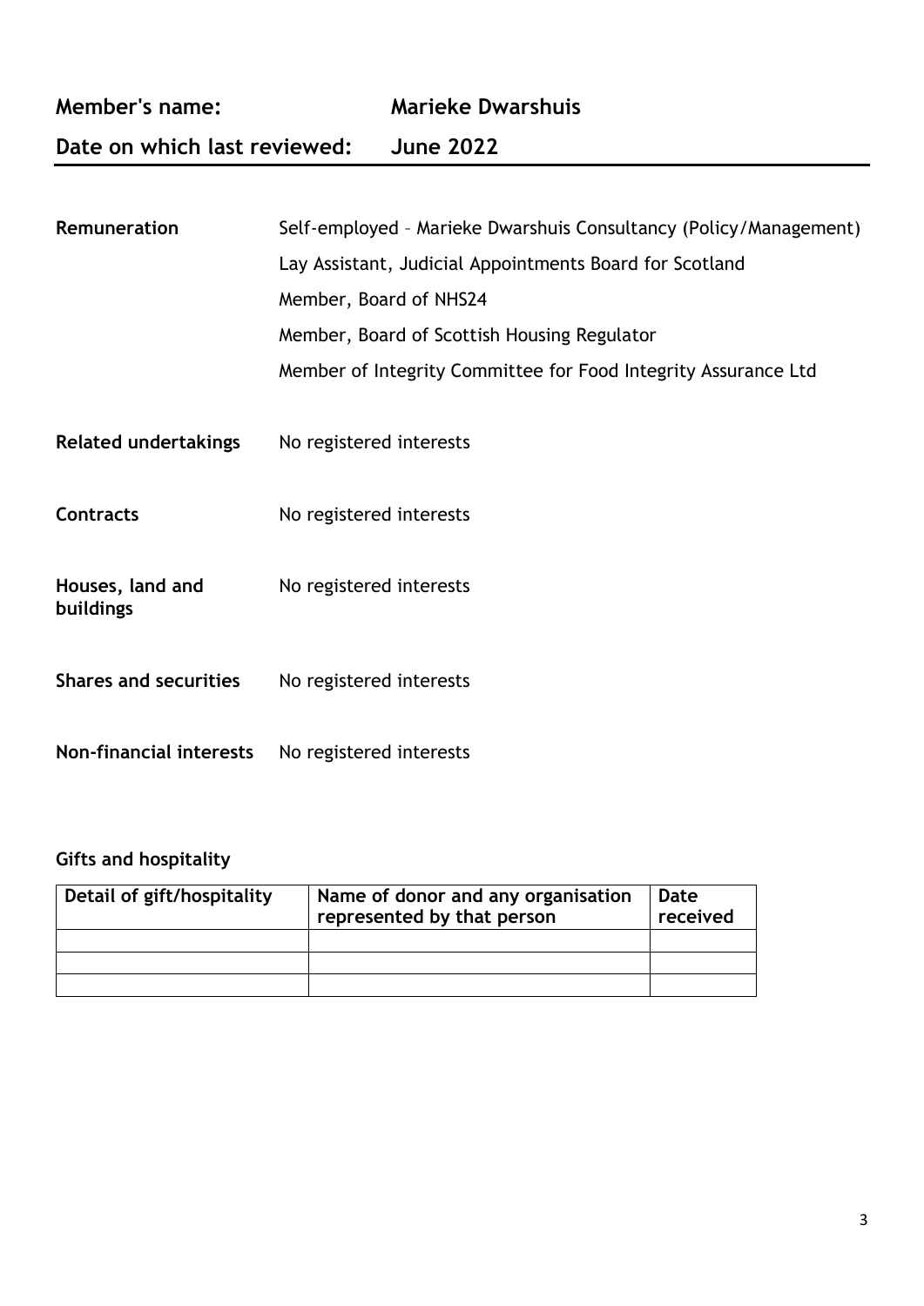**Member's name:** **Marieke Dwarshuis**

**Date on which last reviewed:** **June 2022**

---

**Remuneration**

Self-employed – Marieke Dwarshuis Consultancy (Policy/Management)

Lay Assistant, Judicial Appointments Board for Scotland

Member, Board of NHS24

Member, Board of Scottish Housing Regulator

Member of Integrity Committee for Food Integrity Assurance Ltd

**Related undertakings** No registered interests

**Contracts** No registered interests

**Houses, land and buildings** No registered interests

**Shares and securities** No registered interests

**Non-financial interests** No registered interests

**Gifts and hospitality**

| Detail of gift/hospitality | Name of donor and any organisation represented by that person | Date received |
|---|---|---|
| | | |
| | | |
| | | |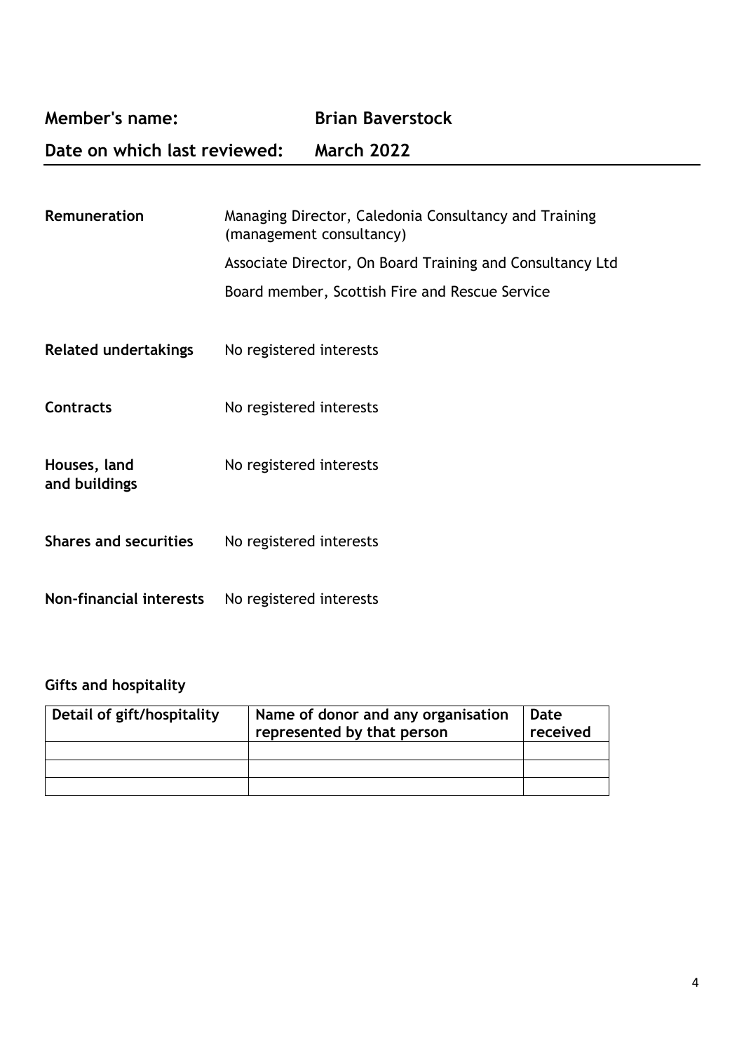**Member's name:** **Brian Baverstock**

**Date on which last reviewed:** **March 2022**

---

**Remuneration**

Managing Director, Caledonia Consultancy and Training (management consultancy)

Associate Director, On Board Training and Consultancy Ltd

Board member, Scottish Fire and Rescue Service

**Related undertakings** No registered interests

**Contracts** No registered interests

**Houses, land and buildings** No registered interests

**Shares and securities** No registered interests

**Non-financial interests** No registered interests

**Gifts and hospitality**

| Detail of gift/hospitality | Name of donor and any organisation represented by that person | Date received |
| --- | --- | --- |
| | | |
| | | |
| | | |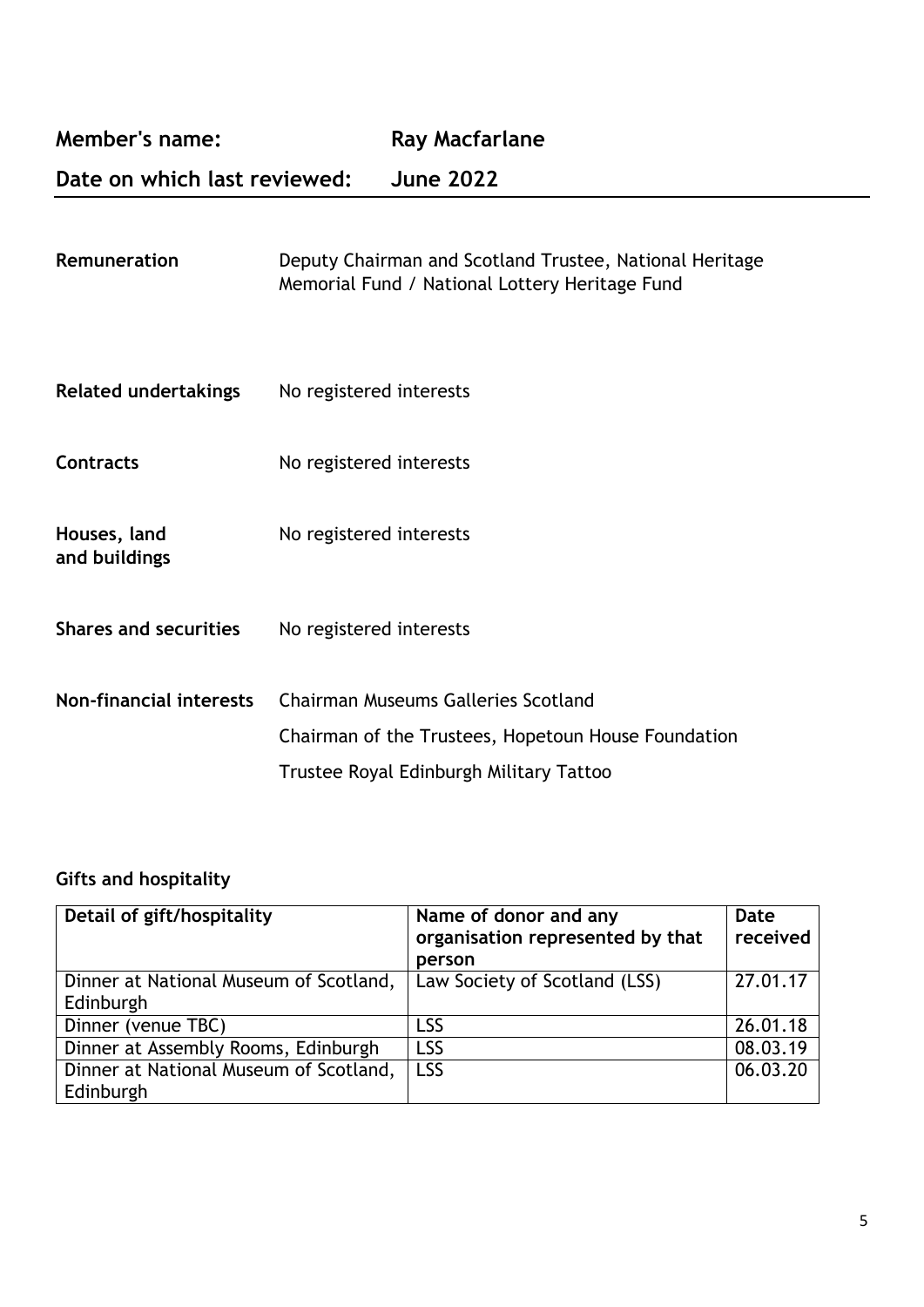**Member's name:** Ray Macfarlane

**Date on which last reviewed:** June 2022

---

**Remuneration**

Deputy Chairman and Scotland Trustee, National Heritage Memorial Fund / National Lottery Heritage Fund

**Related undertakings**

No registered interests

**Contracts**

No registered interests

**Houses, land and buildings**

No registered interests

**Shares and securities**

No registered interests

**Non-financial interests**

Chairman Museums Galleries Scotland

Chairman of the Trustees, Hopetoun House Foundation

Trustee Royal Edinburgh Military Tattoo

**Gifts and hospitality**

| Detail of gift/hospitality | Name of donor and any organisation represented by that person | Date received |
| --- | --- | --- |
| Dinner at National Museum of Scotland, Edinburgh | Law Society of Scotland (LSS) | 27.01.17 |
| Dinner (venue TBC) | LSS | 26.01.18 |
| Dinner at Assembly Rooms, Edinburgh | LSS | 08.03.19 |
| Dinner at National Museum of Scotland, Edinburgh | LSS | 06.03.20 |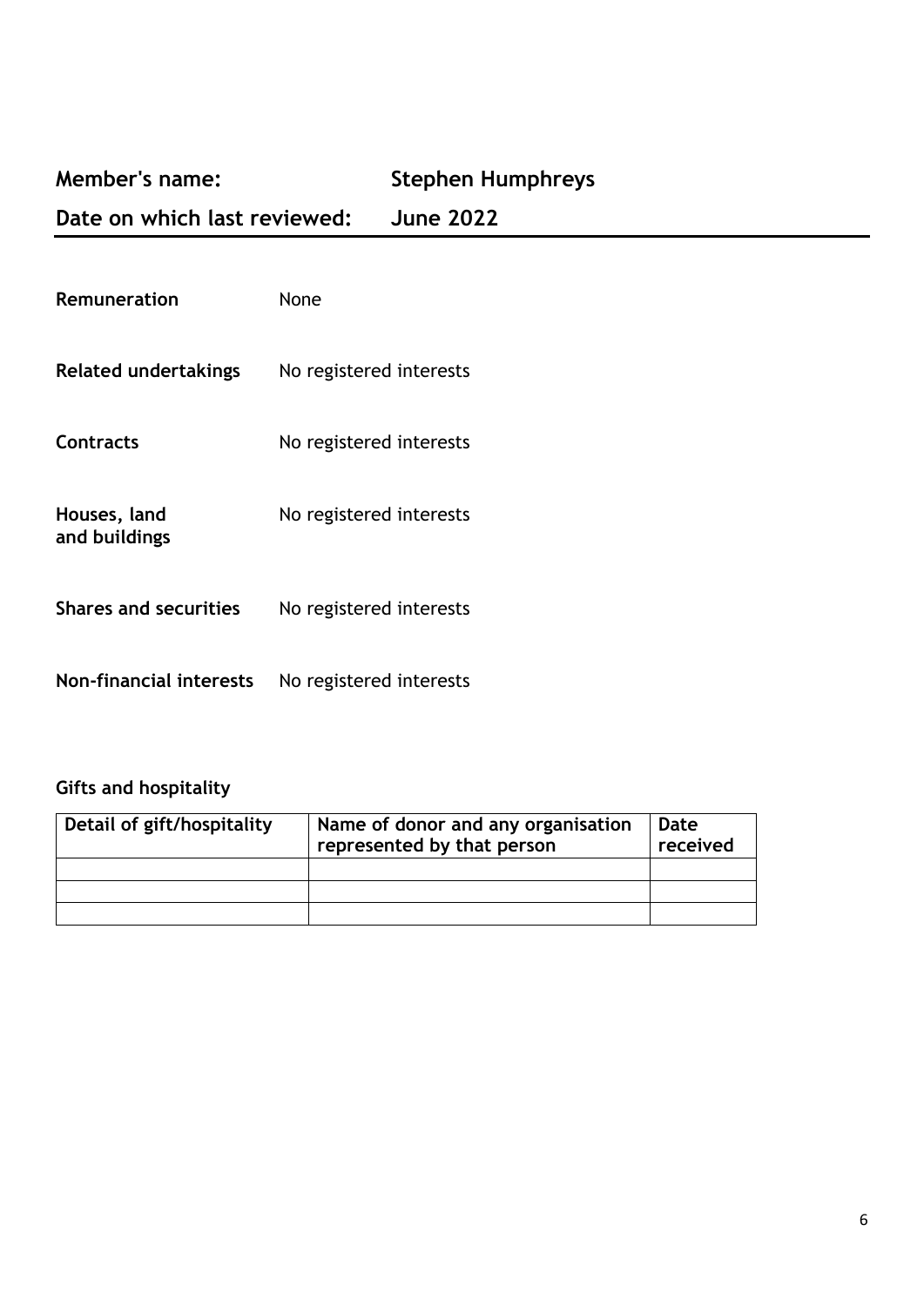**Member's name:** **Stephen Humphreys**

**Date on which last reviewed:** **June 2022**

---

**Remuneration** None

**Related undertakings** No registered interests

**Contracts** No registered interests

**Houses, land and buildings** No registered interests

**Shares and securities** No registered interests

**Non-financial interests** No registered interests

**Gifts and hospitality**

| Detail of gift/hospitality | Name of donor and any organisation represented by that person | Date received |
|---|---|---|
| | | |
| | | |
| | | |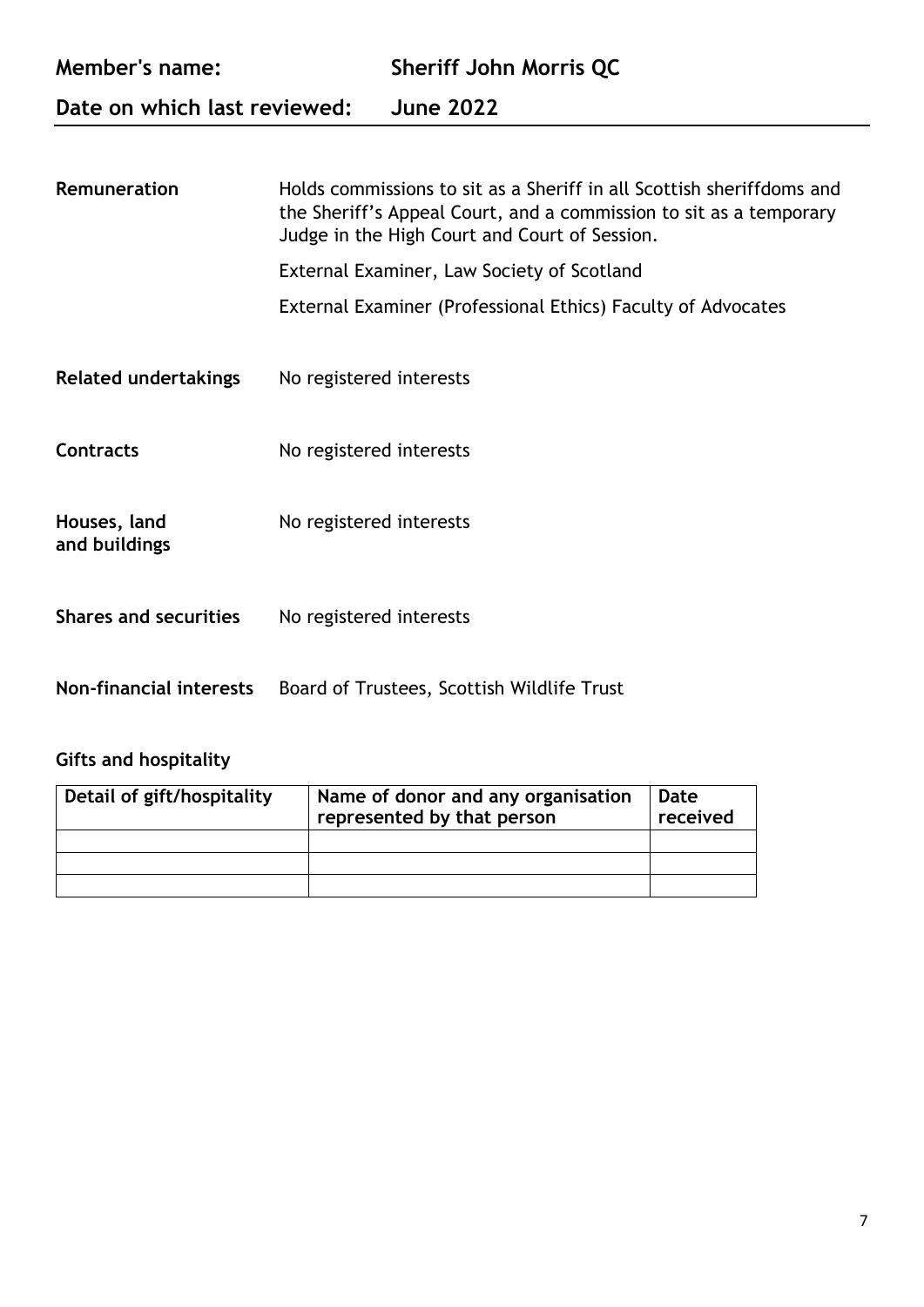**Member's name:** **Sheriff John Morris QC**

**Date on which last reviewed:** **June 2022**

---

| | |
|---|---|
| **Remuneration** | Holds commissions to sit as a Sheriff in all Scottish sheriffdoms and the Sheriff's Appeal Court, and a commission to sit as a temporary Judge in the High Court and Court of Session.<br><br>External Examiner, Law Society of Scotland<br><br>External Examiner (Professional Ethics) Faculty of Advocates |
| **Related undertakings** | No registered interests |
| **Contracts** | No registered interests |
| **Houses, land and buildings** | No registered interests |
| **Shares and securities** | No registered interests |
| **Non-financial interests** | Board of Trustees, Scottish Wildlife Trust |

**Gifts and hospitality**

| Detail of gift/hospitality | Name of donor and any organisation represented by that person | Date received |
|---|---|---|
| | | |
| | | |
| | | |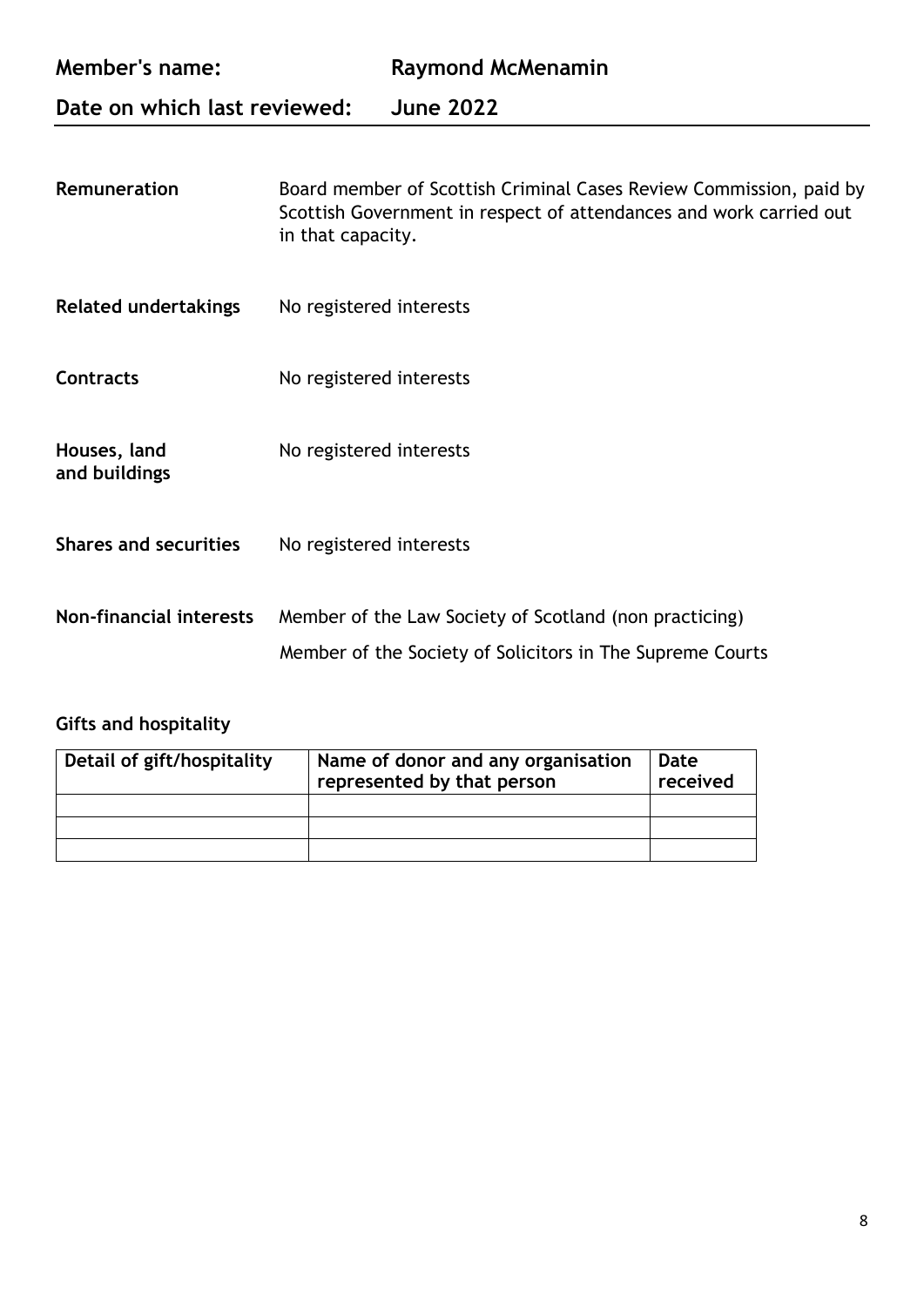**Member's name:** **Raymond McMenamin**

**Date on which last reviewed:** **June 2022**

---

**Remuneration**

Board member of Scottish Criminal Cases Review Commission, paid by Scottish Government in respect of attendances and work carried out in that capacity.

**Related undertakings**

No registered interests

**Contracts**

No registered interests

**Houses, land and buildings**

No registered interests

**Shares and securities**

No registered interests

**Non-financial interests**

Member of the Law Society of Scotland (non practicing)

Member of the Society of Solicitors in The Supreme Courts

**Gifts and hospitality**

| Detail of gift/hospitality | Name of donor and any organisation represented by that person | Date received |
|---|---|---|
| | | |
| | | |
| | | |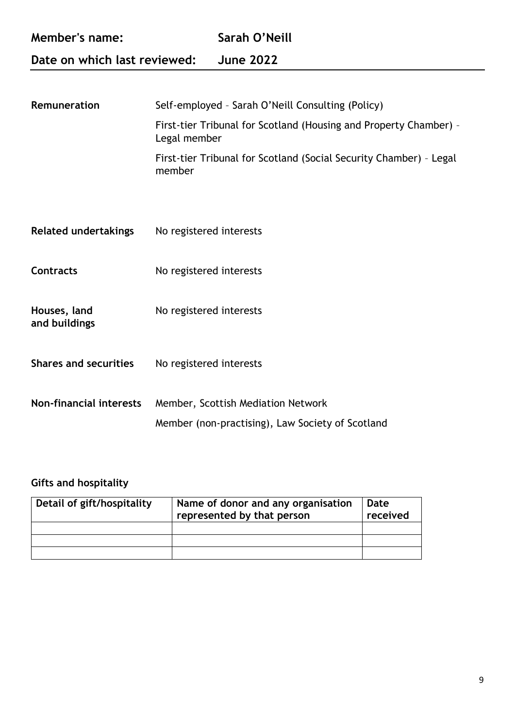**Member's name:** **Sarah O'Neill**

**Date on which last reviewed:** **June 2022**

| | |
|---|---|
| **Remuneration** | Self-employed – Sarah O'Neill Consulting (Policy)<br>First-tier Tribunal for Scotland (Housing and Property Chamber) – Legal member<br>First-tier Tribunal for Scotland (Social Security Chamber) – Legal member |
| **Related undertakings** | No registered interests |
| **Contracts** | No registered interests |
| **Houses, land and buildings** | No registered interests |
| **Shares and securities** | No registered interests |
| **Non-financial interests** | Member, Scottish Mediation Network<br>Member (non-practising), Law Society of Scotland |

**Gifts and hospitality**

| Detail of gift/hospitality | Name of donor and any organisation represented by that person | Date received |
|---|---|---|
| | | |
| | | |
| | | |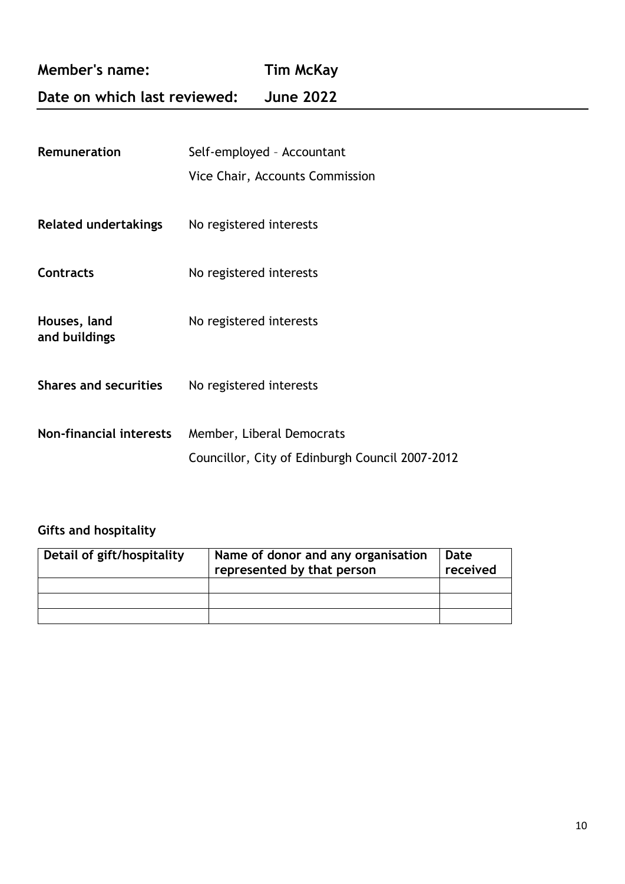**Member's name:** **Tim McKay**

**Date on which last reviewed:** **June 2022**

---

**Remuneration**

Self-employed – Accountant

Vice Chair, Accounts Commission

**Related undertakings**

No registered interests

**Contracts**

No registered interests

**Houses, land and buildings**

No registered interests

**Shares and securities**

No registered interests

**Non-financial interests**

Member, Liberal Democrats

Councillor, City of Edinburgh Council 2007-2012

**Gifts and hospitality**

| Detail of gift/hospitality | Name of donor and any organisation represented by that person | Date received |
| --- | --- | --- |
| | | |
| | | |
| | | |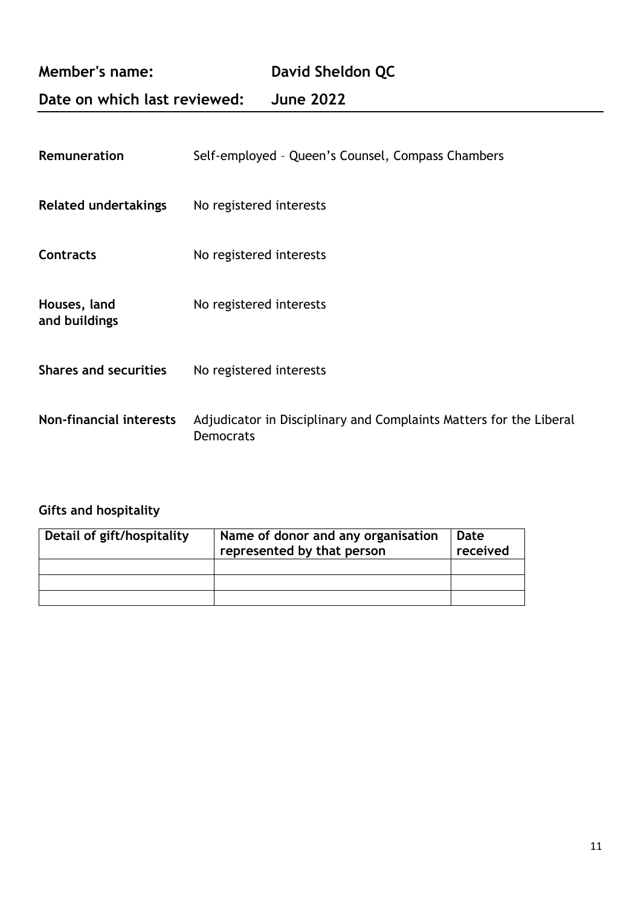**Member's name:** **David Sheldon QC**

**Date on which last reviewed:** **June 2022**

---

| | |
|---|---|
| **Remuneration** | Self-employed – Queen's Counsel, Compass Chambers |
| **Related undertakings** | No registered interests |
| **Contracts** | No registered interests |
| **Houses, land and buildings** | No registered interests |
| **Shares and securities** | No registered interests |
| **Non-financial interests** | Adjudicator in Disciplinary and Complaints Matters for the Liberal Democrats |

**Gifts and hospitality**

| Detail of gift/hospitality | Name of donor and any organisation represented by that person | Date received |
|---|---|---|
| | | |
| | | |
| | | |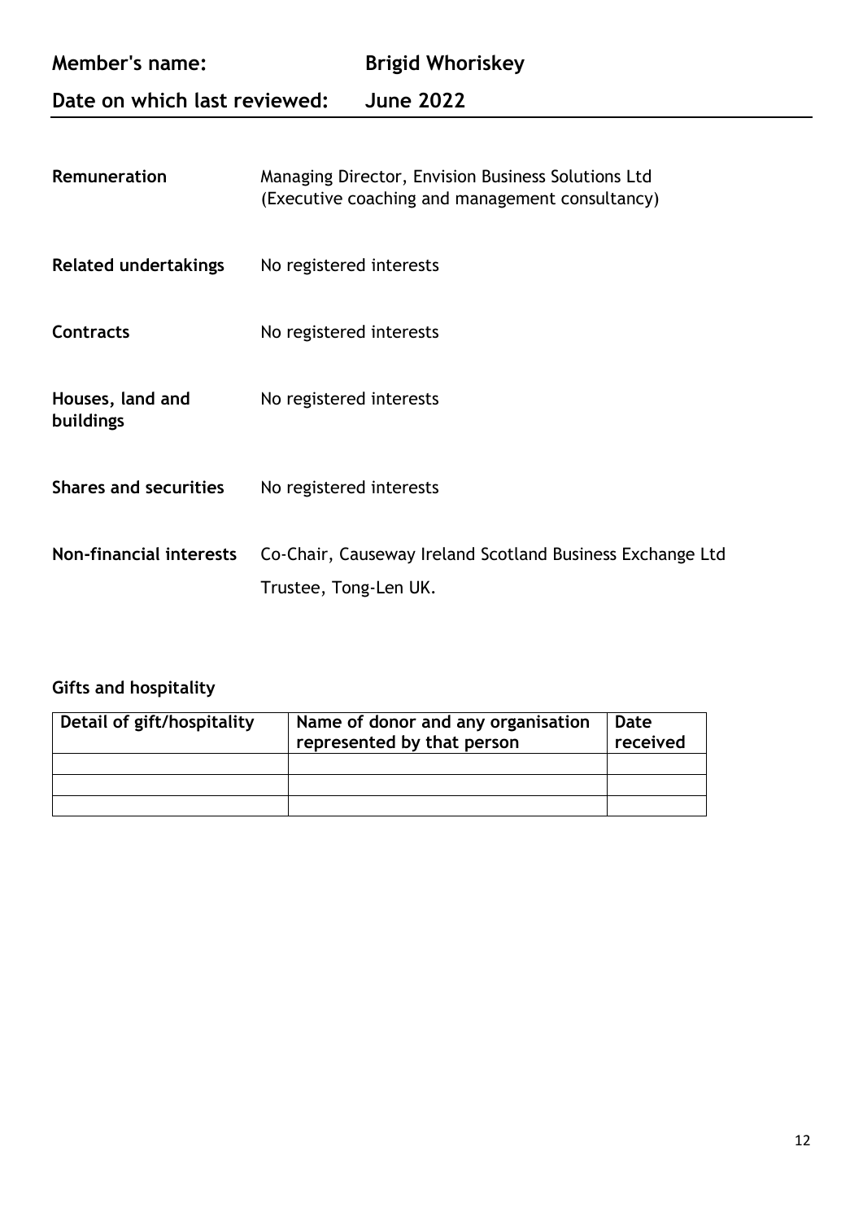**Member's name:** **Brigid Whoriskey**

**Date on which last reviewed:** **June 2022**

---

| | |
|---|---|
| **Remuneration** | Managing Director, Envision Business Solutions Ltd (Executive coaching and management consultancy) |
| **Related undertakings** | No registered interests |
| **Contracts** | No registered interests |
| **Houses, land and buildings** | No registered interests |
| **Shares and securities** | No registered interests |
| **Non-financial interests** | Co-Chair, Causeway Ireland Scotland Business Exchange Ltd<br>Trustee, Tong-Len UK. |

**Gifts and hospitality**

| Detail of gift/hospitality | Name of donor and any organisation represented by that person | Date received |
|---|---|---|
| | | |
| | | |
| | | |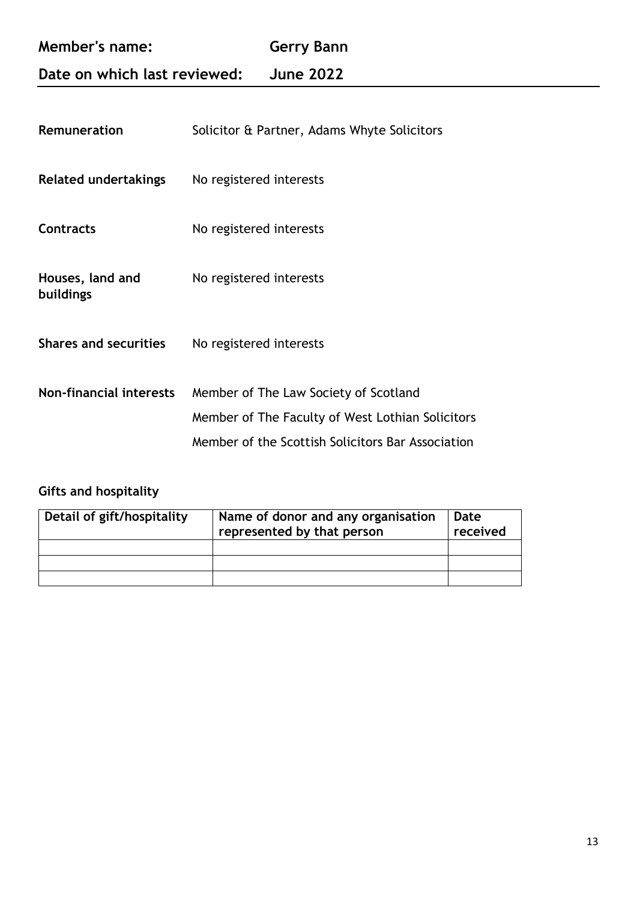**Member's name:** **Gerry Bann**

**Date on which last reviewed:** **June 2022**

| | |
|---|---|
| **Remuneration** | Solicitor & Partner, Adams Whyte Solicitors |
| **Related undertakings** | No registered interests |
| **Contracts** | No registered interests |
| **Houses, land and buildings** | No registered interests |
| **Shares and securities** | No registered interests |
| **Non-financial interests** | Member of The Law Society of Scotland<br>Member of The Faculty of West Lothian Solicitors<br>Member of the Scottish Solicitors Bar Association |

**Gifts and hospitality**

| Detail of gift/hospitality | Name of donor and any organisation represented by that person | Date received |
|---|---|---|
| | | |
| | | |
| | | |